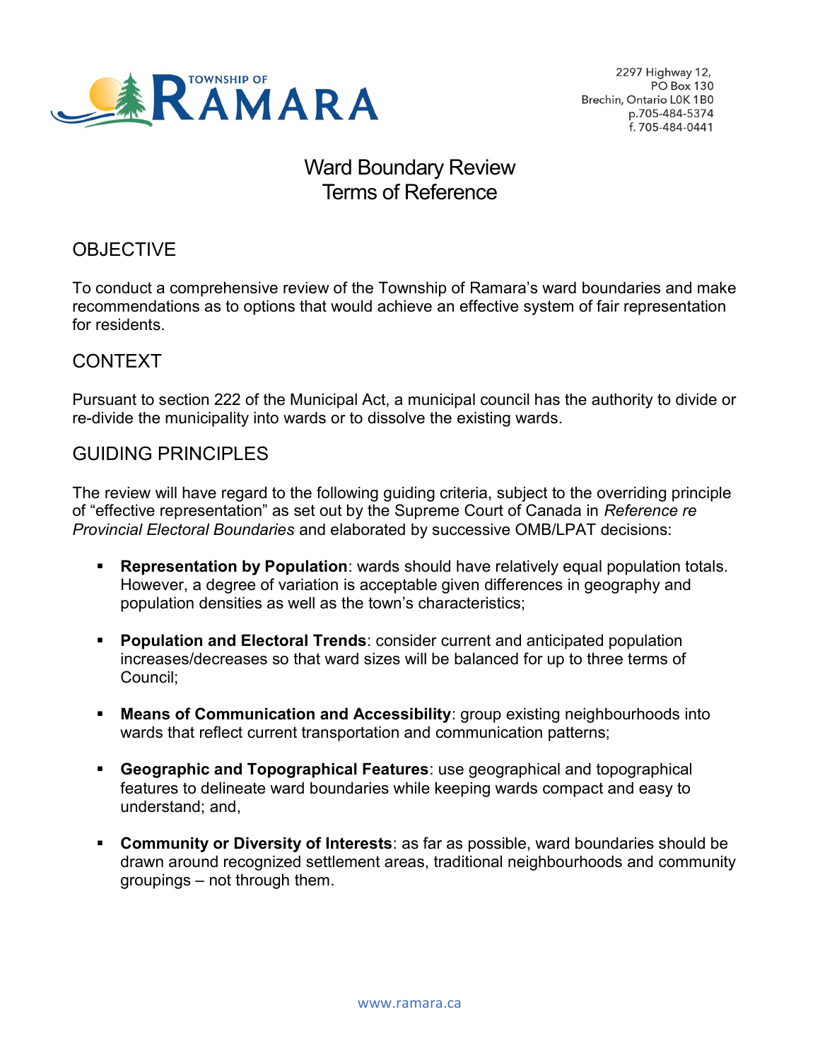2297 Highway 12,
PO Box 130
Brechin, Ontario L0K 1B0
p.705-484-5374
f. 705-484-0441

# Ward Boundary Review
# Terms of Reference

## OBJECTIVE

To conduct a comprehensive review of the Township of Ramara's ward boundaries and make recommendations as to options that would achieve an effective system of fair representation for residents.

## CONTEXT

Pursuant to section 222 of the Municipal Act, a municipal council has the authority to divide or re-divide the municipality into wards or to dissolve the existing wards.

## GUIDING PRINCIPLES

The review will have regard to the following guiding criteria, subject to the overriding principle of "effective representation" as set out by the Supreme Court of Canada in *Reference re Provincial Electoral Boundaries* and elaborated by successive OMB/LPAT decisions:

- **Representation by Population**: wards should have relatively equal population totals. However, a degree of variation is acceptable given differences in geography and population densities as well as the town's characteristics;

- **Population and Electoral Trends**: consider current and anticipated population increases/decreases so that ward sizes will be balanced for up to three terms of Council;

- **Means of Communication and Accessibility**: group existing neighbourhoods into wards that reflect current transportation and communication patterns;

- **Geographic and Topographical Features**: use geographical and topographical features to delineate ward boundaries while keeping wards compact and easy to understand; and,

- **Community or Diversity of Interests**: as far as possible, ward boundaries should be drawn around recognized settlement areas, traditional neighbourhoods and community groupings – not through them.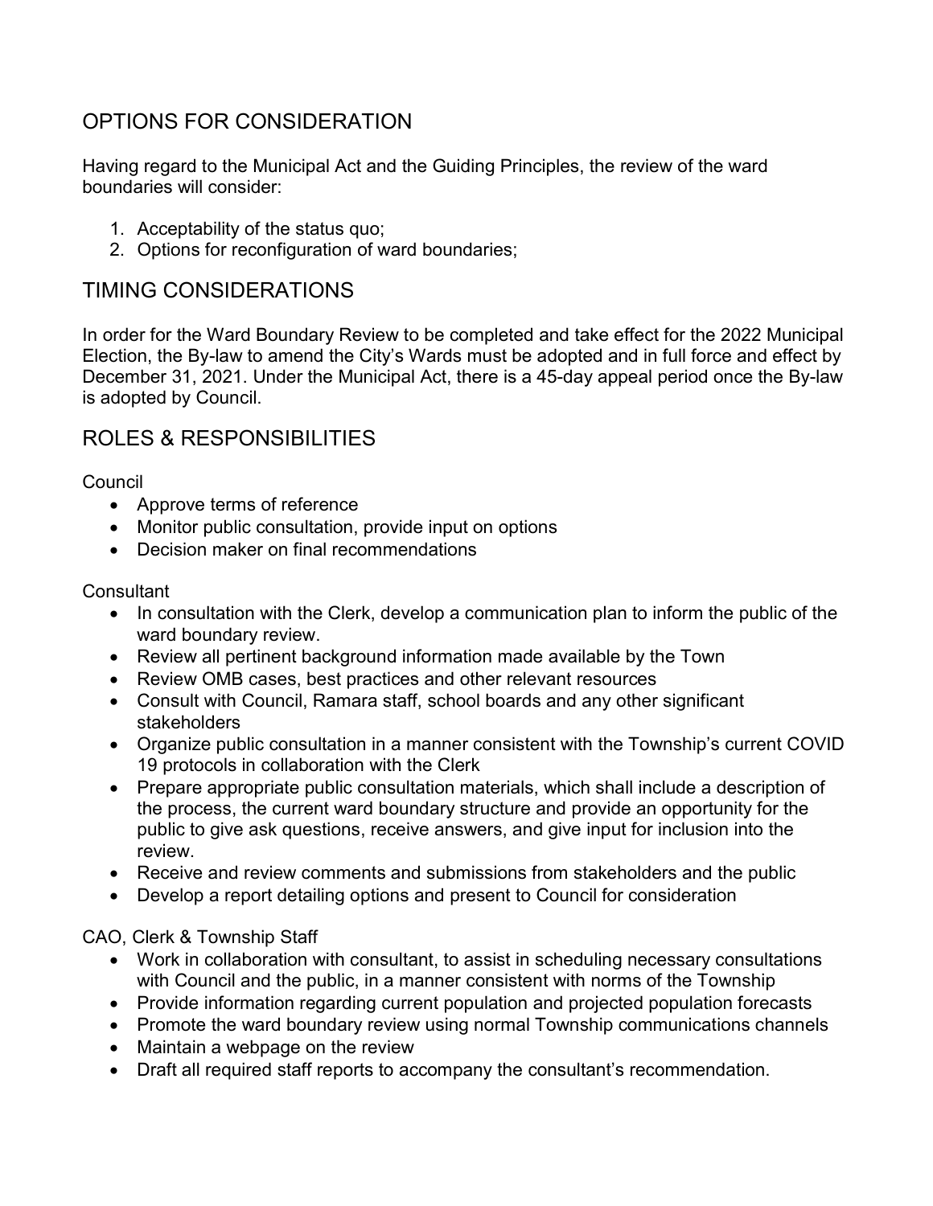## OPTIONS FOR CONSIDERATION

Having regard to the Municipal Act and the Guiding Principles, the review of the ward boundaries will consider:

1. Acceptability of the status quo;
2. Options for reconfiguration of ward boundaries;

## TIMING CONSIDERATIONS

In order for the Ward Boundary Review to be completed and take effect for the 2022 Municipal Election, the By-law to amend the City's Wards must be adopted and in full force and effect by December 31, 2021. Under the Municipal Act, there is a 45-day appeal period once the By-law is adopted by Council.

## ROLES & RESPONSIBILITIES

Council

- Approve terms of reference
- Monitor public consultation, provide input on options
- Decision maker on final recommendations

Consultant

- In consultation with the Clerk, develop a communication plan to inform the public of the ward boundary review.
- Review all pertinent background information made available by the Town
- Review OMB cases, best practices and other relevant resources
- Consult with Council, Ramara staff, school boards and any other significant stakeholders
- Organize public consultation in a manner consistent with the Township's current COVID 19 protocols in collaboration with the Clerk
- Prepare appropriate public consultation materials, which shall include a description of the process, the current ward boundary structure and provide an opportunity for the public to give ask questions, receive answers, and give input for inclusion into the review.
- Receive and review comments and submissions from stakeholders and the public
- Develop a report detailing options and present to Council for consideration

CAO, Clerk & Township Staff

- Work in collaboration with consultant, to assist in scheduling necessary consultations with Council and the public, in a manner consistent with norms of the Township
- Provide information regarding current population and projected population forecasts
- Promote the ward boundary review using normal Township communications channels
- Maintain a webpage on the review
- Draft all required staff reports to accompany the consultant's recommendation.